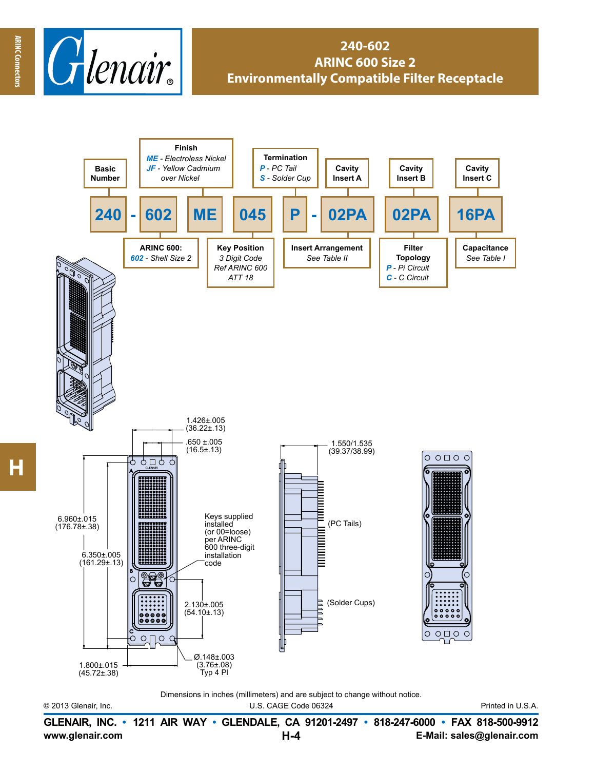# 240-602
## ARINC 600 Size 2
## Environmentally Compatible Filter Receptacle

**240 - 602 ME 045 P - 02PA 02PA 16PA**

- **Basic Number** — 240
- **ARINC 600:** *602* - Shell Size 2
- **Finish**
  - *ME* - Electroless Nickel
  - *JF* - Yellow Cadmium over Nickel
- **Key Position** — 3 Digit Code Ref ARINC 600 ATT 18
- **Termination**
  - *P* - PC Tail
  - *S* - Solder Cup
- **Insert Arrangement** — See Table II
- **Cavity Insert A** — 02PA
- **Cavity Insert B** — 02PA
- **Filter Topology**
  - *P* - Pi Circuit
  - *C* - C Circuit
- **Cavity Insert C** — 16PA
- **Capacitance** — See Table I

1.426±.005 (36.22±.13)

.650 ±.005 (16.5±.13)

6.960±.015 (176.78±.38)

6.350±.005 (161.29±.13)

Keys supplied installed (or 00=loose) per ARINC 600 three-digit installation code

2.130±.005 (54.10±.13)

1.800±.015 (45.72±.38)

Ø.148±.003 (3.76±.08) Typ 4 Pl

1.550/1.535 (39.37/38.99)

(PC Tails)

(Solder Cups)

Dimensions in inches (millimeters) and are subject to change without notice.

© 2013 Glenair, Inc. U.S. CAGE Code 06324 Printed in U.S.A.

**GLENAIR, INC. • 1211 AIR WAY • GLENDALE, CA 91201-2497 • 818-247-6000 • FAX 818-500-9912**

**www.glenair.com** **E-Mail: sales@glenair.com**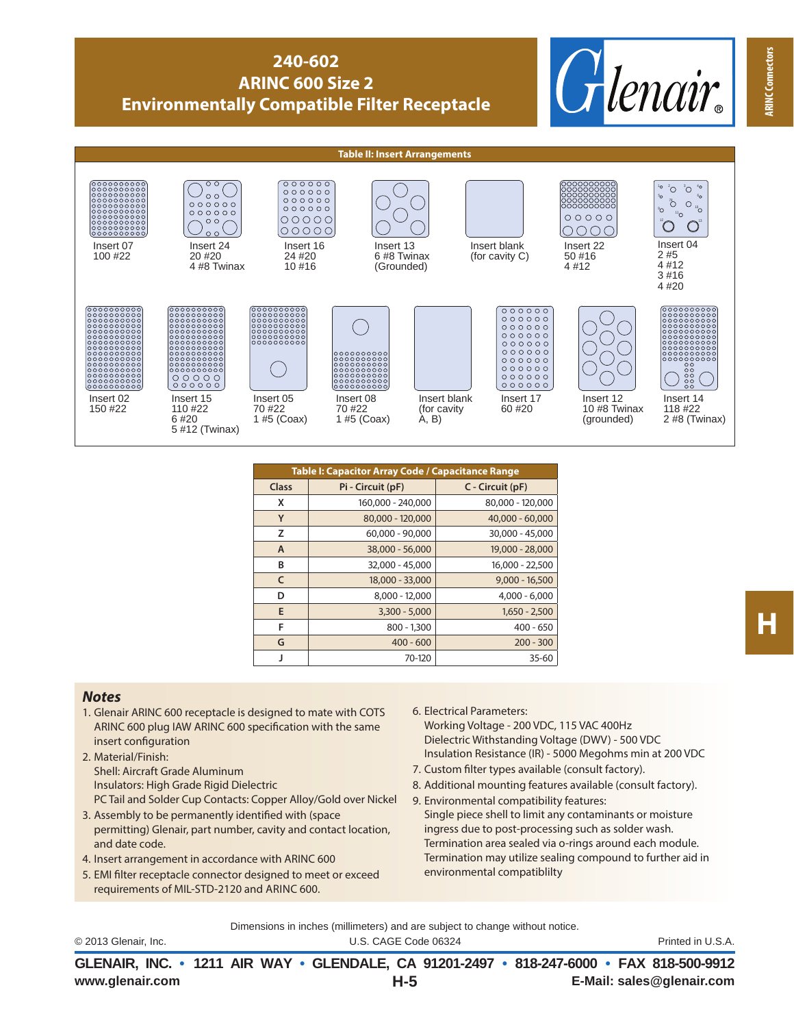# 240-602
## ARINC 600 Size 2
## Environmentally Compatible Filter Receptacle

**Table II: Insert Arrangements**

Insert 07
100 #22

Insert 24
20 #20
4 #8 Twinax

Insert 16
24 #20
10 #16

Insert 13
6 #8 Twinax
(Grounded)

Insert blank
(for cavity C)

Insert 22
50 #16
4 #12

Insert 04
2 #5
4 #12
3 #16
4 #20

Insert 02
150 #22

Insert 15
110 #22
6 #20
5 #12 (Twinax)

Insert 05
70 #22
1 #5 (Coax)

Insert 08
70 #22
1 #5 (Coax)

Insert blank
(for cavity
A, B)

Insert 17
60 #20

Insert 12
10 #8 Twinax
(grounded)

Insert 14
118 #22
2 #8 (Twinax)

**Table I: Capacitor Array Code / Capacitance Range**

| Class | Pi - Circuit (pF) | C - Circuit (pF) |
|---|---|---|
| X | 160,000 - 240,000 | 80,000 - 120,000 |
| Y | 80,000 - 120,000 | 40,000 - 60,000 |
| Z | 60,000 - 90,000 | 30,000 - 45,000 |
| A | 38,000 - 56,000 | 19,000 - 28,000 |
| B | 32,000 - 45,000 | 16,000 - 22,500 |
| C | 18,000 - 33,000 | 9,000 - 16,500 |
| D | 8,000 - 12,000 | 4,000 - 6,000 |
| E | 3,300 - 5,000 | 1,650 - 2,500 |
| F | 800 - 1,300 | 400 - 650 |
| G | 400 - 600 | 200 - 300 |
| J | 70-120 | 35-60 |

### *Notes*

1. Glenair ARINC 600 receptacle is designed to mate with COTS ARINC 600 plug IAW ARINC 600 specification with the same insert configuration
2. Material/Finish:
   Shell: Aircraft Grade Aluminum
   Insulators: High Grade Rigid Dielectric
   PC Tail and Solder Cup Contacts: Copper Alloy/Gold over Nickel
3. Assembly to be permanently identified with (space permitting) Glenair, part number, cavity and contact location, and date code.
4. Insert arrangement in accordance with ARINC 600
5. EMI filter receptacle connector designed to meet or exceed requirements of MIL-STD-2120 and ARINC 600.
6. Electrical Parameters:
   Working Voltage - 200 VDC, 115 VAC 400Hz
   Dielectric Withstanding Voltage (DWV) - 500 VDC
   Insulation Resistance (IR) - 5000 Megohms min at 200 VDC
7. Custom filter types available (consult factory).
8. Additional mounting features available (consult factory).
9. Environmental compatibility features:
   Single piece shell to limit any contaminants or moisture ingress due to post-processing such as solder wash.
   Termination area sealed via o-rings around each module.
   Termination may utilize sealing compound to further aid in environmental compatiblilty

Dimensions in inches (millimeters) and are subject to change without notice.